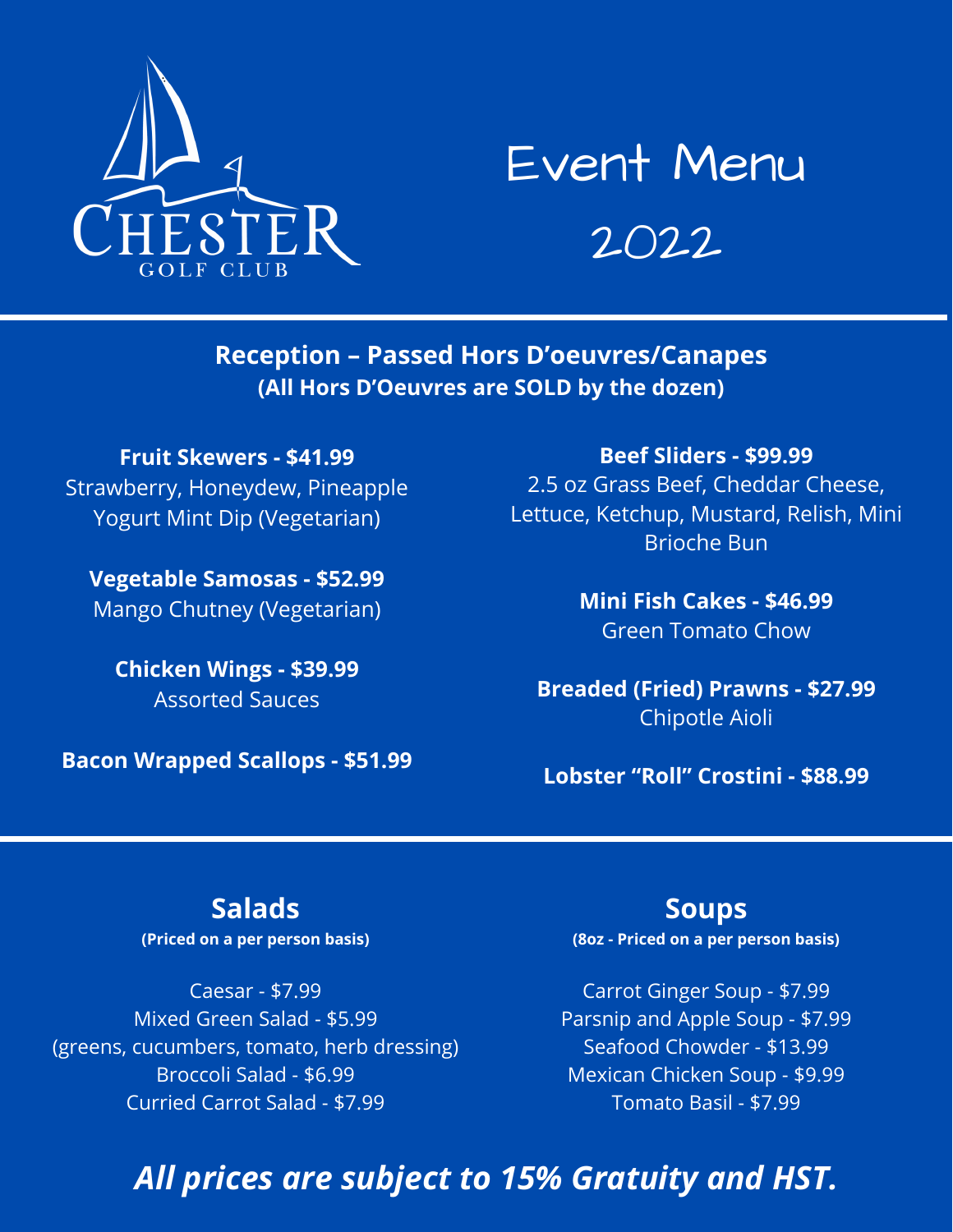Chester Golf Club

# Event Menu 2022

## Reception – Passed Hors D'oeuvres/Canapes

**(All Hors D'Oeuvres are SOLD by the dozen)**

**Fruit Skewers - $41.99**
Strawberry, Honeydew, Pineapple
Yogurt Mint Dip (Vegetarian)

**Vegetable Samosas - $52.99**
Mango Chutney (Vegetarian)

**Chicken Wings - $39.99**
Assorted Sauces

**Bacon Wrapped Scallops - $51.99**

**Beef Sliders - $99.99**
2.5 oz Grass Beef, Cheddar Cheese, Lettuce, Ketchup, Mustard, Relish, Mini Brioche Bun

**Mini Fish Cakes - $46.99**
Green Tomato Chow

**Breaded (Fried) Prawns - $27.99**
Chipotle Aioli

**Lobster "Roll" Crostini - $88.99**

## Salads

**(Priced on a per person basis)**

Caesar - $7.99
Mixed Green Salad - $5.99
(greens, cucumbers, tomato, herb dressing)
Broccoli Salad - $6.99
Curried Carrot Salad - $7.99

## Soups

**(8oz - Priced on a per person basis)**

Carrot Ginger Soup - $7.99
Parsnip and Apple Soup - $7.99
Seafood Chowder - $13.99
Mexican Chicken Soup - $9.99
Tomato Basil - $7.99

***All prices are subject to 15% Gratuity and HST.***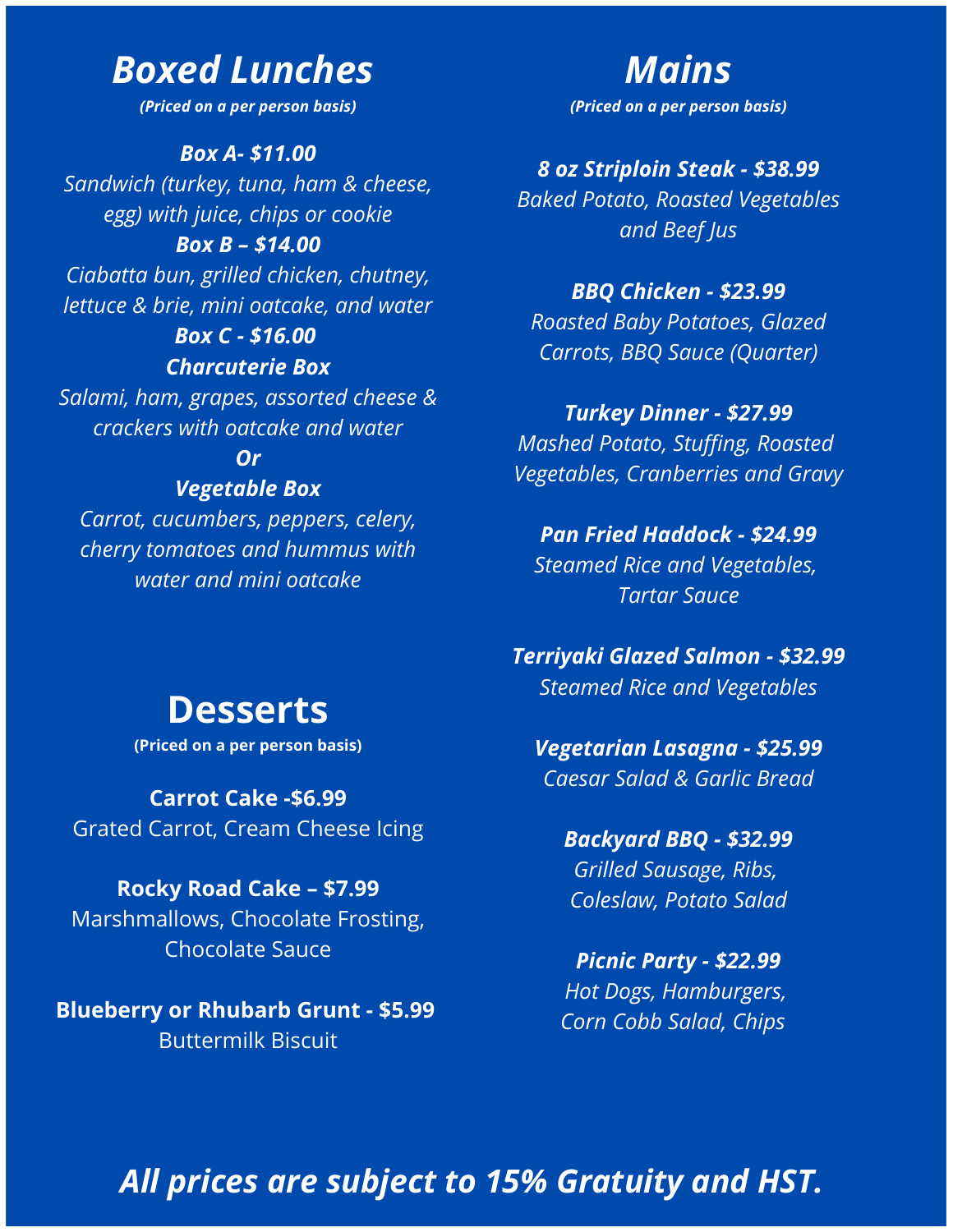## *Boxed Lunches*

***(Priced on a per person basis)***

***Box A- $11.00***

*Sandwich (turkey, tuna, ham & cheese, egg) with juice, chips or cookie*

***Box B – $14.00***

*Ciabatta bun, grilled chicken, chutney, lettuce & brie, mini oatcake, and water*

***Box C - $16.00***

***Charcuterie Box***

*Salami, ham, grapes, assorted cheese & crackers with oatcake and water*

***Or***

***Vegetable Box***

*Carrot, cucumbers, peppers, celery, cherry tomatoes and hummus with water and mini oatcake*

## Desserts

**(Priced on a per person basis)**

**Carrot Cake -$6.99**

Grated Carrot, Cream Cheese Icing

**Rocky Road Cake – $7.99**

Marshmallows, Chocolate Frosting, Chocolate Sauce

**Blueberry or Rhubarb Grunt - $5.99**

Buttermilk Biscuit

## *Mains*

***(Priced on a per person basis)***

***8 oz Striploin Steak - $38.99***

*Baked Potato, Roasted Vegetables and Beef Jus*

***BBQ Chicken - $23.99***

*Roasted Baby Potatoes, Glazed Carrots, BBQ Sauce (Quarter)*

***Turkey Dinner - $27.99***

*Mashed Potato, Stuffing, Roasted Vegetables, Cranberries and Gravy*

***Pan Fried Haddock - $24.99***

*Steamed Rice and Vegetables, Tartar Sauce*

***Terriyaki Glazed Salmon - $32.99***

*Steamed Rice and Vegetables*

***Vegetarian Lasagna - $25.99***

*Caesar Salad & Garlic Bread*

***Backyard BBQ - $32.99***

*Grilled Sausage, Ribs, Coleslaw, Potato Salad*

***Picnic Party - $22.99***

*Hot Dogs, Hamburgers, Corn Cobb Salad, Chips*

***All prices are subject to 15% Gratuity and HST.***